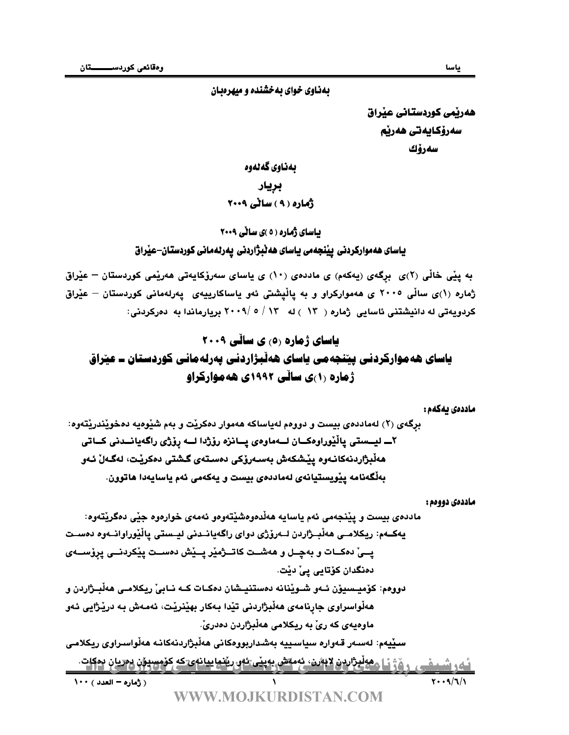بەناوی خوای بەخشندە و میهرەبان

**هەرێمی کوردستانی عێراق**
**سەرۆکایەتی هەرێم**
**سەرۆك**

**بەناوی گەلەوە**

**بڕیار**

**ژمارە ( ٩ ) ساڵی ٢٠٠٩**

**یاسای ژمارە ( ٥ )ی ساڵی ٢٠٠٩**

**یاسای هەموارکردنی پێنجەمی یاسای هەڵبژاردنی پەرلەمانی کوردستان-عێراق**

بە پێی خاڵی (٢)ی برگەی (یەکەم) ی ماددەی (١٠) ی یاسای سەرۆکایەتی هەرێمی کوردستان – عێراق ژمارە (١)ی ساڵی ٢٠٠٥ ی هەموارکراو و بە پاڵپشتی ئەو یاساکارییەی پەرلەمانی کوردستان – عێراق کردویەتی لە دانیشتنی ئاسایی ژمارە ( ١٣ ) لە ١٣ / ٥ /٢٠٠٩ بریارماندا بە دەرکردنی:

# یاسای ژمارە (٥) ی ساڵی ٢٠٠٩
## یاسای هەموارکردنی پێنجەمی یاسای هەڵبژاردنی پەرلەمانی کوردستان ـ عێراق ژمارە (١)ی ساڵی ١٩٩٢ی هەموارکراو

**ماددەی یەکەم:**

برگەی (٢) لەماددەی بیست و دووەم لەیاساکە هەموار دەکرێت و بەم شێوەیە دەخوێندرێتەوە:

**٢ـ لیستی پاڵێوراوەکان لەماوەی پانزە رۆژدا لە رۆژی راگەیاندنی کاتی هەڵبژاردنەکانەوە پێشکەش بەسەرۆکی دەستەی گشتی دەکرێت، لەگەڵ ئەو بەڵگەنامە پێویستیانەی لەماددەی بیست و یەکەمی ئەم یاسایەدا هاتوون.**

**ماددەی دووەم:**

ماددەی بیست و پێنجەمی ئەم یاسایە هەڵدەوەشێتەوەو ئەمەی خوارەوە جێی دەگرێتەوە:

یەکەم: ریکلامی هەڵبژاردن لەرۆژی دوای راگەیاندنی لیستی پاڵێوراوانەوە دەست پێ دەکات و بەچل و هەشت کاتژمێر پێش دەست پێکردنی پرۆسەی دەنگدان کۆتایی پێ دێت.

دووەم: کۆمیسیۆن ئەو شوێنانە دەستنیشان دەکات کە نابێ ریکلامی هەڵبژاردن و هەڵواسراوی جارنامەی هەڵبژاردنی تێدا بەکار بهێنرێت، ئەمەش بە درێژایی ئەو ماوەیەی کە رێ بە ریکلامی هەڵبژاردن دەدرێ.

سێیەم: لەسەر قەوارە سیاسییە بەشداربووەکانی هەڵبژاردنەکانە هەڵواسراوی ریکلامی هەڵبژاردن لابەرن، ئەمەش بەپێی ئەو رێنماییانەی کە کۆمسیۆن دەریان دەکات.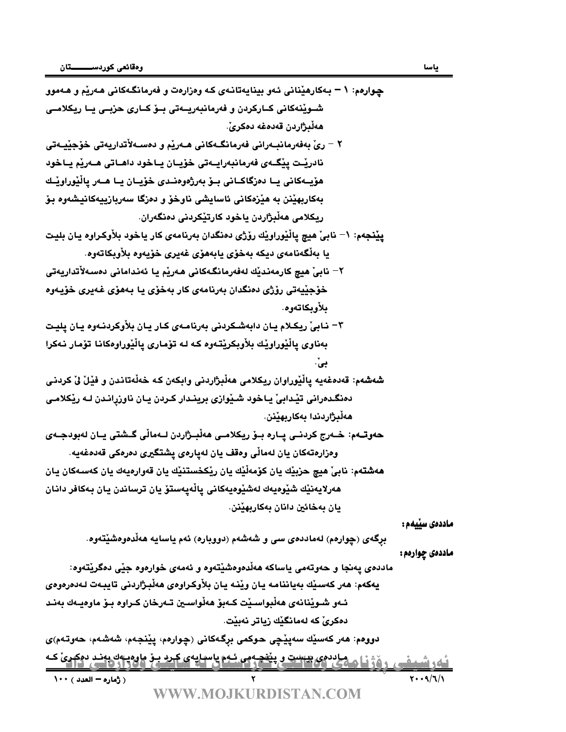چوارەم: ١ – بەکارهێنانی ئەو بینایەتانەی کە وەزارەت و فەرمانگەکانی هەرێم و هەموو شوێنەکانی کارکردن و فەرمانبەریەتی بۆ کاری حزبی یا ریکلامی هەڵبژاردن قەدەغە دەکرێ.

٢ – رێ بەفەرمانبەرانی فەرمانگەکانی هەرێم و دەسەڵاتداریەتی خۆجێیەتی نادرێت پێگەی فەرمانبەرایەتی خۆیان یاخود داهاتی هەرێم یاخود هۆیەکانی یا دەزگاکانی بۆ بەرژەوەندی خۆیان یا هەر پاڵێوراوێك بەکاربهێنن بە هێزەکانی ئاسایشی ناوخۆ و دەزگا سەربازییەکانیشەوە بۆ ریکلامی هەڵبژاردن یاخود کارتێکردنی دەنگەران.

پێنجەم: ١– نابێ هیچ پاڵێوراوێك رۆژی دەنگدان بەرنامەی کار یاخود بلاوکراوە یان بلیت یا بەڵگەنامەی دیکە بەخۆی یابەهۆی غەیری خۆیەوە بلاوبکاتەوە.

٢– نابێ هیچ کارمەندێك لەفەرمانگەکانی هەرێم یا ئەندامانی دەسەلاتداریەتی خۆجێیەتی رۆژی دەنگدان بەرنامەی کار بەخۆی یا بەهۆی غەیری خۆیەوە بلاوبکاتەوە.

٣– نابێ ریکلام یان دابەشکردنی بەرنامەی کار یان بلاوکردنەوە یان پلیت بەناوی پاڵێوراوێك بلاوبکرێتەوە کە لە تۆماری پاڵێوراوەکانا تۆمار نەکرا بێ.

شەشەم: قەدەغەیە پاڵێوراوان ریکلامی هەڵبژاردنی وابکەن کە خەڵەتاندن و فێڵ لێ کردنی دەنگدەرانی تێدابێ یاخود شێوازی برینداركردن یان ناوزڕاندن لە رێکلامی هەڵبژاردندا بەکاربهێنن.

حەوتەم: خەرج کردنی پارە بۆ ریکلامی هەڵبژاردن لەماڵی گشتی یان لەبودجەی وەزارەتەکان یان لەماڵی وەقف یان لەپارەی پشتگیری دەرەکی قەدەغەیە.

هەشتەم: نابێ هیچ حزبێك یان کۆمەڵێك یان رێکخستنێك یان قەوارەیەك یان کەسەکان یان هەرلایەنێك شێوەیەك لەشێوەیەکانی پاڵەپەستۆ یان ترساندن یان بەکافر دانان یان بەخائین دانان بەکاربهێنن.

**ماددەی سێیەم:**

برگەی (چوارەم) لەماددەی سی و شەشەم (دووبارە) ئەم یاسایە هەڵدەوەشێتەوە.

**ماددەی چوارەم:**

ماددەی پەنجا و حەوتەمی یاساکە هەڵدەوەشێتەوە و ئەمەی خوارەوە جێی دەگرێتەوە:

یەکەم: هەر کەسێك بەیاننامە یان وێنە یان بلاوکراوەی هەڵبژاردنی تایبەت لەدەرەوەی ئەو شوێنانەی هەڵبواسێت کەبۆ هەڵواسین تەرخان کراوە بۆ ماوەیەك بەند دەکرێ کە لەمانگێك زیاتر نەبێت.

دووەم: هەر کەسێك سەرپێچی حوکمی برگەکانی (چوارەم، پێنجەم، شەشەم، حەوتەم)ی ماددەی بیست و پێنجەمی ئەم یاسایەی کرد بۆ ماوەیەك بەند دەکرێ کە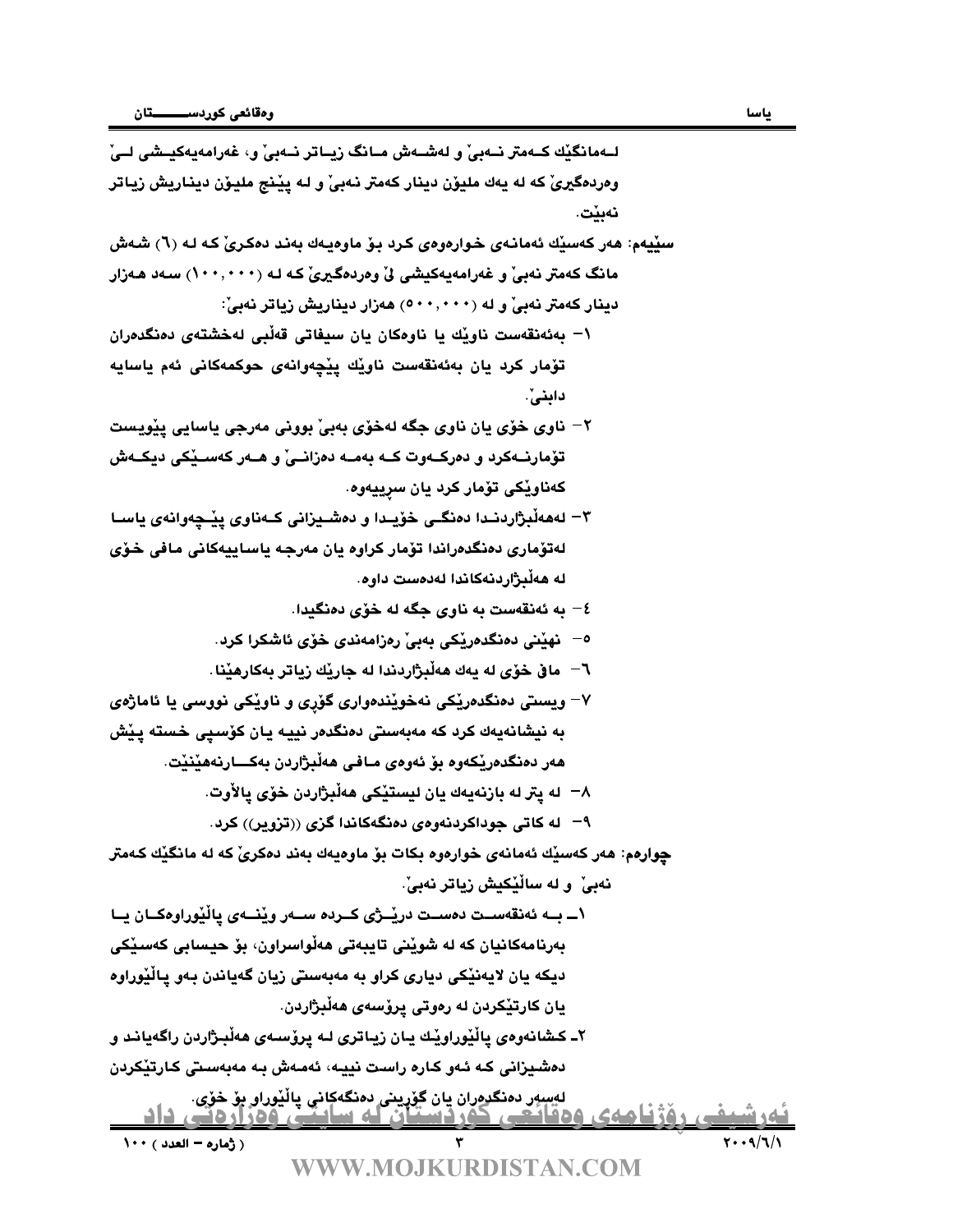لەمانگێك کەمتر نەبێ و لەشەش مانگ زیاتر نەبێ و، غەرامەیەکیشی لێ وەردەگیرێ کە لە یەك ملیۆن دینار کەمتر نەبێ و لە پێنج ملیۆن دیناریش زیاتر نەبێت.

**سێیەم:** هەر کەسێك ئەمانەی خوارەوەی کرد بۆ ماوەیەك بەند دەکرێ کە لە (٦) شەش مانگ کەمتر نەبێ و غەرامەیەکیشی لێ وەردەگیرێ کە لە (١٠٠,٠٠٠) سەد هەزار دینار کەمتر نەبێ و لە (٥٠٠,٠٠٠) هەزار دیناریش زیاتر نەبێ:

١- بەئەنقەست ناوێك یا ناوەکان یان سیفاتی قەڵبی لەخشتەی دەنگدەران تۆمار کرد یان بەئەنقەست ناوێك پێچەوانەی حوکمەکانی ئەم یاسایە دابنێ.

٢- ناوی خۆی یان ناوی جگە لەخۆی بەبێ بوونی مەرجی یاسایی پێویست تۆمارنەکرد و دەرکەوت کە بەمە دەزانێ و هەر کەسێکی دیکەش کەناوێکی تۆمار کرد یان سڕییەوە.

٣- لەهەڵبژاردندا دەنگی خۆیدا و دەشیزانی کەناوی پێچەوانەی یاسا لەتۆماری دەنگدەراندا تۆمار کراوە یان مەرجە یاساییەکانی مافی خۆی لە هەڵبژاردنەکاندا لەدەست داوە.

٤- بە ئەنقەست بە ناوی جگە لە خۆی دەنگیدا.

٥- نهێنی دەنگدەرێکی بەبێ رەزامەندی خۆی ئاشکرا کرد.

٦- مافی خۆی لە یەك هەڵبژاردندا لە جارێك زیاتر بەکارهێنا.

٧- ویستی دەنگدەرێکی نەخوێندەواری گۆڕی و ناوێکی نووسی یا ئاماژەی بە نیشانەیەك کرد کە مەبەستی دەنگدەر نییە یان کۆسپی خستە پێش هەر دەنگدەرێکەوە بۆ ئەوەی مافی هەڵبژاردن بەکارنەهێنێت.

٨- لە پتر لە بازنەیەك یان لیستێکی هەڵبژاردن خۆی پاڵاوت.

٩- لە کاتی جوداکردنەوەی دەنگەکاندا گزی ((تزویر)) کرد.

**چوارەم:** هەر کەسێك ئەمانەی خوارەوە بکات بۆ ماوەیەك بەند دەکرێ کە لە مانگێك کەمتر نەبێ و لە ساڵێکیش زیاتر نەبێ.

١ـ بە ئەنقەست دەست درێژی کردە سەر وێنەی پاڵێوراوەکان یا بەرنامەکانیان کە لە شوێنی تایبەتی هەڵواسراون، بۆ حیسابی کەسێکی دیکە یان لایەنێکی دیاری کراو بە مەبەستی زیان گەیاندن بەو پاڵێوراوە یان کارتێکردن لە رەوتی پرۆسەی هەڵبژاردن.

٢ـ کشانەوەی پاڵێوراوێك یان زیاتری لە پرۆسەی هەڵبژاردن راگەیاند و دەشیزانی کە ئەو کارە راست نییە، ئەمەش بە مەبەستی کارتێکردن لەسەر دەنگدەران یان گۆڕینی دەنگەکانی پاڵێوراو بۆ خۆی.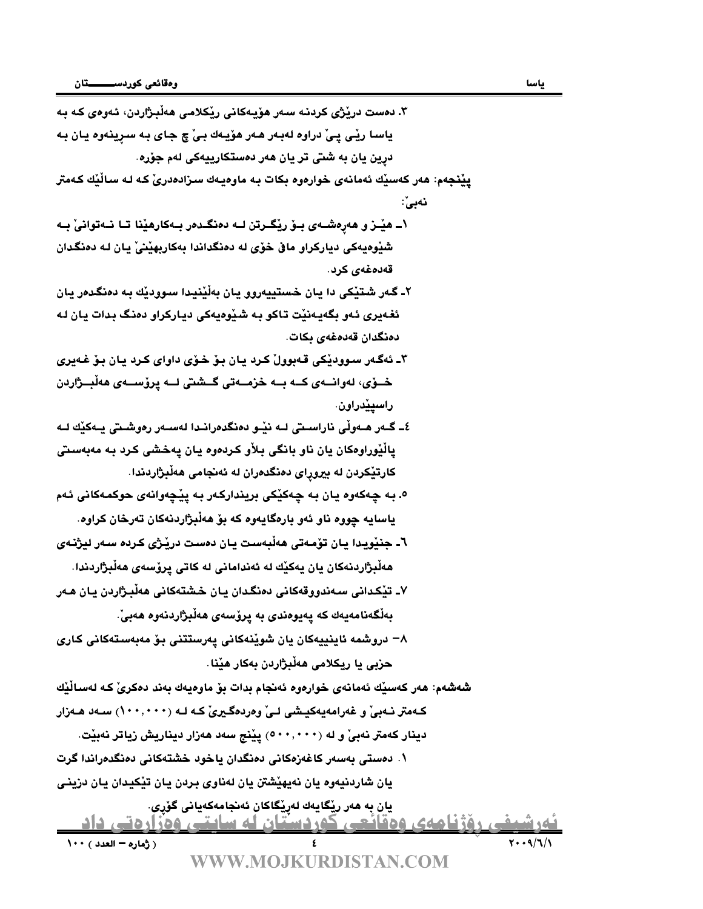٣. دەست درێژی کردنە سەر هۆیەکانی ڕێکلامی هەڵبژاردن، ئەوەی کە بە یاسا ڕێی پێ دراوە لەبەر هەر هۆیەك بێ چ جای بە سڕینەوە یان بە دڕین یان بە شتی تر یان هەر دەستکارییەکی لەم جۆرە.

**پێنجەم:** هەر کەسێك ئەمانەی خوارەوە بکات بە ماوەیەك سزادەدرێ کە لە ساڵێك کەمتر نەبێ:

١ـ هێز و هەڕەشەی بۆ ڕێگرتن لە دەنگدەر بەکارهێنا تا نەتوانێ بە شێوەیەکی دیارکراو مافی خۆی لە دەنگداندا بەکاربهێنێ یان لە دەنگدان قەدەغەی کرد.

٢ـ گەر شتێکی دا یان خستییەروو یان بەڵێنیدا سوودێك بە دەنگدەر یان ئەغەیری ئەو بگەیەنێت تاکو بە شێوەیەکی دیارکراو دەنگ بدات یان لە دەنگدان قەدەغەی بکات.

٣ـ ئەگەر سوودێکی قەبووڵ کرد یان بۆ خۆی داوای کرد یان بۆ غەیری خۆی، لەوانەی کە بە خزمەتی گشتی لە پرۆسەی هەڵبژاردن ڕاسپێدراون.

٤ـ گەر هەوڵی ناراستی لە نێو دەنگدەراندا لەسەر ڕەوشتی یەکێك لە پاڵێوراوەکان یان ناو بانگی بڵاو کردەوە یان پەخشی کرد بە مەبەستی کارتێکردن لە بیروڕای دەنگدەران لە ئەنجامی هەڵبژاردندا.

٥. بە چەکەوە یان بە چەکێکی بریندارکەر بە پێچەوانەی حوکمەکانی ئەم یاسایە چووە ناو ئەو بارەگایەوە کە بۆ هەڵبژاردنەکان تەرخان کراوە.

٦ـ جنێویدا یان تۆمەتی هەڵبەست یان دەست درێژی کردە سەر لیژنەی هەڵبژاردنەکان یان یەکێك لە ئەندامانی لە کاتی پرۆسەی هەڵبژاردندا.

٧ـ تێکدانی سەندووقەکانی دەنگدان یان خشتەکانی هەڵبژاردن یان هەر بەڵگەنامەیەك کە پەیوەندی بە پرۆسەی هەڵبژاردنەوە هەبێ.

٨– دروشمە ئاینییەکان یان شوێنەکانی پەرستتنی بۆ مەبەستەکانی کاری حزبی یا ریکلامی هەڵبژاردن بەکار هێنا.

**شەشەم:** هەر کەسێك ئەمانەی خوارەوە ئەنجام بدات بۆ ماوەیەك بەند دەکرێ کە لەساڵێك کەمتر نەبێ و غەرامەیەکیشی لێ وەردەگیرێ کە لە (١٠٠,٠٠٠) سەد هەزار دینار کەمتر نەبێ و لە (٥٠٠,٠٠٠) پێنج سەد هەزار دیناریش زیاتر نەبێت.

١. دەستی بەسەر کاغەزەکانی دەنگدان یاخود خشتەکانی دەنگدەراندا گرت یان شاردنیەوە یان نەیهێشتن یان لەناوی بردن یان تێکیدان یان دزینی یان بە هەر ڕێگایەك لەڕێگاکان ئەنجامەکەیانی گۆڕی.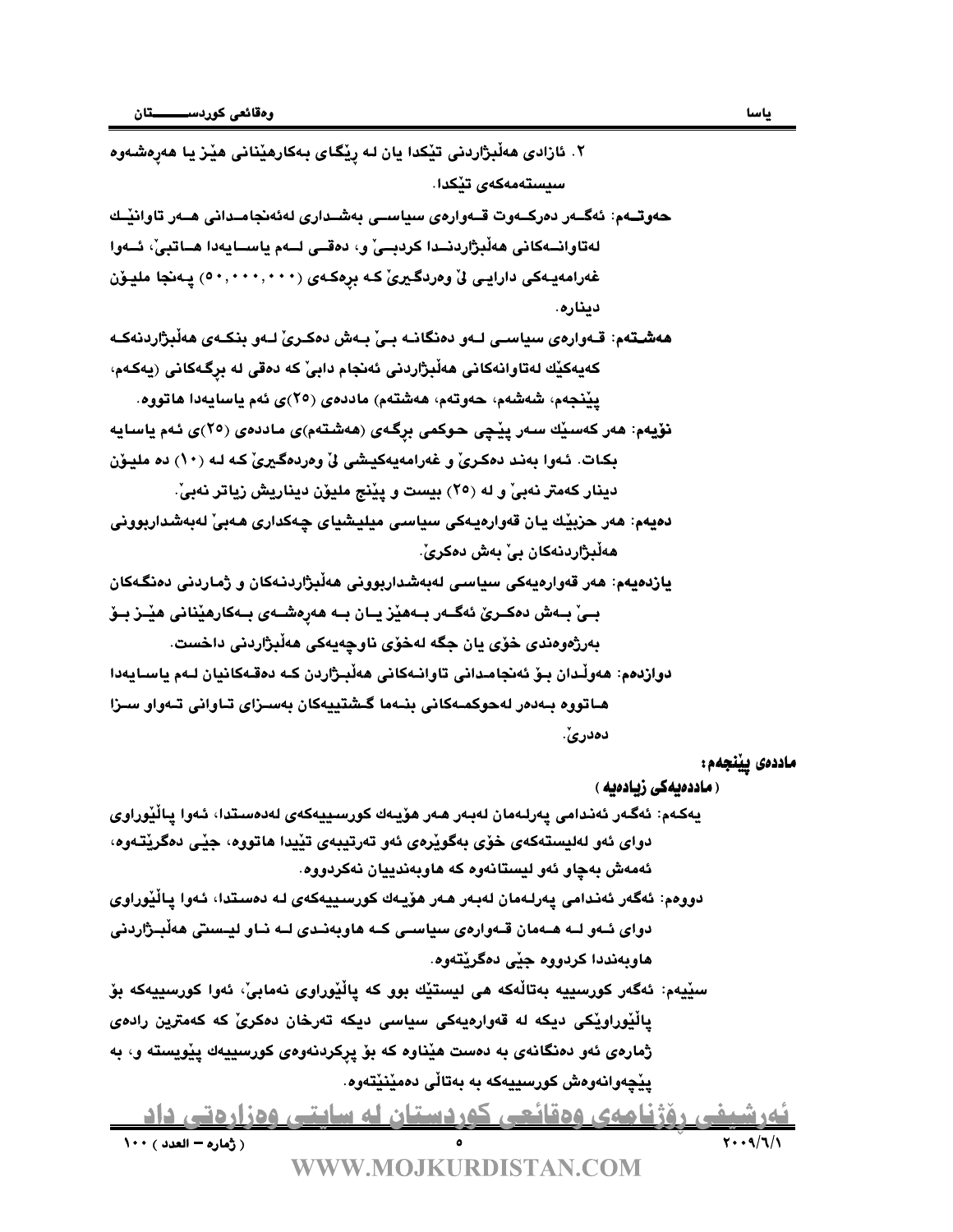٢. ئازادی هەڵبژاردنی تێکدا یان لە ڕێگای بەکارهێنانی هێز یا هەڕەشەوە سیستەمەکەی تێکدا.

**حەوتەم:** ئەگەر دەرکەوت قەوارەی سیاسی بەشداری لەئەنجامدانی هەر تاوانێك لەتاوانەکانی هەڵبژاردندا کردبێ و، دەقی لەم یاسایەدا هاتبێ، ئەوا غەرامەیەکی دارایی لێ وەردەگیرێ کە بڕەکەی (٥٠,٠٠٠,٠٠٠) پەنجا ملیۆن دینارە.

**هەشتەم:** قەوارەی سیاسی لەو دەنگانە بێ بەش دەکرێ لەو بنکەی هەڵبژاردنەکە کەیەکێك لەتاوانەکانی هەڵبژاردنی ئەنجام دابێ کە دەقی لە بڕگەکانی (یەکەم، پێنجەم، شەشەم، حەوتەم، هەشتەم) ماددەی (٢٥)ی ئەم یاسایەدا هاتووە.

**نۆیەم:** هەر کەسێك سەر پێچی حوکمی بڕگەی (هەشتەم)ی ماددەی (٢٥)ی ئەم یاسایە بکات. ئەوا بەند دەکرێ و غەرامەیەکیشی لێ وەردەگیرێ کە لە (١٠) دە ملیۆن دینار کەمتر نەبێ و لە (٢٥) بیست و پێنج ملیۆن دیناریش زیاتر نەبێ.

**دەیەم:** هەر حزبێك یان قەوارەیەکی سیاسی میلیشیای چەکداری هەبێ لەبەشداربوونی هەڵبژاردنەکان بێ بەش دەکرێ.

**یازدەیەم:** هەر قەوارەیەکی سیاسی لەبەشداربوونی هەڵبژاردنەکان و ژماردنی دەنگەکان بێ بەش دەکرێ ئەگەر بەهێز یان بە هەڕەشەی بەکارهێنانی هێز بۆ بەرژەوەندی خۆی یان جگە لەخۆی ناوچەیەکی هەڵبژاردنی داخست.

**دوازدەم:** هەوڵدان بۆ ئەنجامدانی تاوانەکانی هەڵبژاردن کە دەقەکانیان لەم یاسایەدا هاتووە بەدەر لەحوکمەکانی بنەما گشتییەکان بەسزای تاوانی تەواو سزا دەدرێ.

**ماددەی پێنجەم:**
**( ماددەیەکی زیادەیە )**

**یەکەم:** ئەگەر ئەندامی پەرلەمان لەبەر هەر هۆیەك کورسییەکەی لەدەستدا، ئەوا پاڵێوراوی دوای ئەو لەلیستەکەی خۆی بەگوێرەی ئەو تەرتیبەی تێیدا هاتووە، جێی دەگرێتەوە، ئەمەش بەچاو ئەو لیستانەوە کە هاوبەندییان نەکردووە.

**دووەم:** ئەگەر ئەندامی پەرلەمان لەبەر هەر هۆیەك کورسییەکەی لە دەستدا، ئەوا پاڵێوراوی دوای ئەو لە هەمان قەوارەی سیاسی کە هاوبەندی لە ناو لیستی هەڵبژاردنی هاوبەندیدا کردووە جێی دەگرێتەوە.

**سێیەم:** ئەگەر کورسییە بەتاڵەکە هی لیستێك بوو کە پاڵێوراوی نەمابێ، ئەوا کورسییەکە بۆ پاڵێوراوێکی دیکە لە قەوارەیەکی سیاسی دیکە تەرخان دەکرێ کە کەمترین ڕادەی ژمارەی ئەو دەنگانەی بە دەست هێناوە کە بۆ پڕکردنەوەی کورسییەك پێویستە و، بە پێچەوانەوەش کورسییەکە بە بەتاڵی دەمێنێتەوە.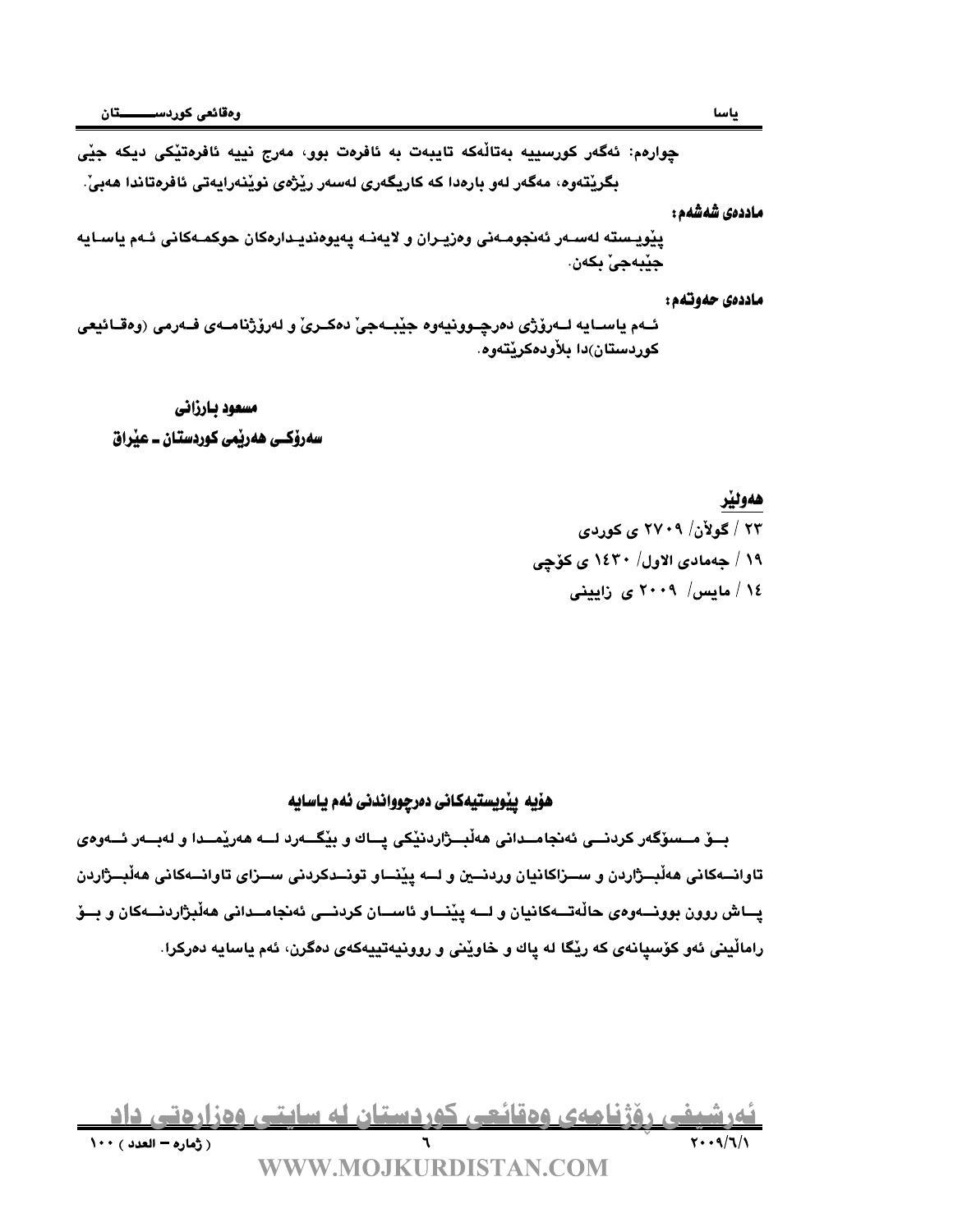چوارەم: ئەگەر كورسییە بەتاڵەكە تایبەت بە ئافرەت بوو، مەرج نییە ئافرەتێكی دیكە جێی بگرێتەوە، مەگەر لەو بارەدا كە كاریگەری لەسەر رێژەی نوێنەرایەتی ئافرەتاندا هەبێ.

**ماددەی شەشەم:**

پێویستە لەسەر ئەنجومەنی وەزیران و لایەنە پەیوەندیدارەكان حوكمەكانی ئەم یاسایە جێبەجێ بكەن.

**ماددەی حەوتەم:**

ئەم یاسایە لەرۆژی دەرچوونیەوە جێبەجێ دەكرێ و لەرۆژنامەی فەرمی (وەقائیعی كوردستان)دا بلاْودەكرێتەوە.

**مسعود بارزانی**
**سەرۆكی هەرێمی كوردستان ـ عێراق**

**هەولێر**
٢٣ / گولاْن/ ٢٧٠٩ ی كوردی
١٩ / جەمادی الاول/ ١٤٣٠ ی كۆچی
١٤ / مایس/ ٢٠٠٩ ی زایینی

## هۆیە پێویستیەكانی دەرچوواندنی ئەم یاسایە

بۆ مسۆگەر كردنی ئەنجامدانی هەڵبژاردنێكی پاك و بێگەرد لە هەرێمدا و لەبەر ئەوەی تاوانەكانی هەڵبژاردن و سزاكانیان وردنین و لە پێناو توندكردنی سزای تاوانەكانی هەڵبژاردن پاش روون بوونەوەی حاڵەتەكانیان و لە پێناو ئاسان كردنی ئەنجامدانی هەڵبژاردنەكان و بۆ راماڵینی ئەو كۆسپانەی كە رێگا لە پاك و خاوێنی و روونیەتییەكەی دەگرن، ئەم یاسایە دەركرا.